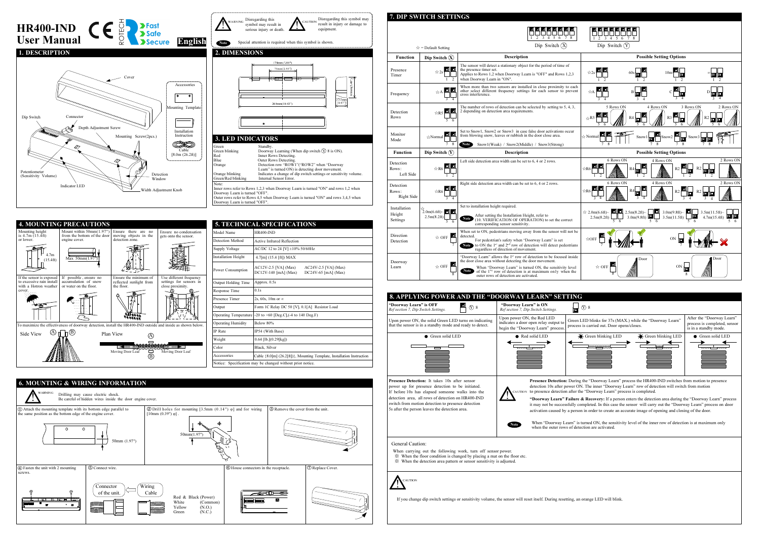# HR400-IND User Manual

English

Fast Safe Secure

WARNING: Disregarding this symbol may result in serious injury or death.

CAUTION: Disregarding this symbol may result in injury or damage to equipment.

Note: Special attention is required when this symbol is shown.

## 1. DESCRIPTION

Cover, Dip Switch, Connector, Depth Adjustment Screw, Mounting Screw(2pcs.), Potentiometer (Sensitivity Volume), Detection Window, Indicator LED, Width Adjustment Knob

Accessories: Mounting Template, Installation Instruction, Cable [8.0m (26.2ft)]

## 2. DIMENSIONS

178mm(7.01"), 75mm(2.95"), 263mm(10.43"), 60mm(2.40"), 37.5mm(1.47")

## 3. LED INDICATORS

| | |
|---|---|
| Green | Standby. |
| Green blinking | Doorway Learning (When dip switch Ⓨ 8 is ON). |
| Red | Inner Rows Detecting. |
| Blue | Outer Rows Detecting. |
| Orange | Detection row "ROW1"("ROW2" when "Doorway Learn" is turned ON) is detecting door movement. |
| Orange blinking | Indicates a change of dip switch settings or sensitivity volume. |
| Green/Red blinking | Internal Sensor Error. |

Note:
Inner rows refer to Rows 1,2,3 when Doorway Learn is turned "ON" and rows 1,2 when Doorway Learn is turned "OFF".
Outer rows refer to Rows 4,5 when Doorway Learn is turned "ON" and rows 3,4,5 when Doorway Learn is turned "OFF".

## 4. MOUNTING PRECAUTIONS

| | | | |
|---|---|---|---|
| Mounting height is 4.7m (15.4ft) or lower. | Mount within 50mm(1.97") from the bottom of the door engine cover. | Ensure there are no moving objects in the detection zone. | Ensure no condensation gets onto the sensor. |
| If the sensor is exposed to excessive rain install with a Hotron weather cover. | If possible, ensure no accumulation of snow or water on the floor. | Ensure the minimum of reflected sunlight from the floor. | Use different frequency settings for sensors in close proximity. |

To maximize the effectiveness of doorway detection, install the HR400-IND outside and inside as shown below.

Side View / Plan View — Moving Door Leaf, Ⓐ, Ⓑ

## 5. TECHNICAL SPECIFICATIONS

| | |
|---|---|
| Model Name | HR400-IND |
| Detection Method | Active Infrared Reflection |
| Supply Voltage | AC/DC 12 to 24 [V] ±10% 50/60Hz |
| Installation Height | 4.7[m] (15.4 [ft]) MAX |
| Power Consumption | AC12V-2.5 [VA] (Max) AC24V-2.5 [VA] (Max) DC12V-140 [mA] (Max) DC24V-65 [mA] (Max) |
| Output Holding Time | Approx. 0.5s |
| Response Time | 0.1s |
| Presence Timer | 2s, 60s, 10m or ∞ |
| Output | Form 1C Relay DC 50 [V], 0.1[A] Resistor Load |
| Operating Temperature | -20 to +60 [Deg.C],(-4 to 140 Deg.F) |
| Operating Humidity | Below 80% |
| IP Rate | IP54 (With Base) |
| Weight | 0.64 [lb.](0.29[kg]) |
| Color | Black, Silver |
| Accessories | Cable {8.0[m] (26.2[ft])}, Mounting Template, Installation Instruction |

Notice: Specification may be changed without prior notice.

## 6. MOUNTING & WIRING INFORMATION

WARNING: Drilling may cause electric shock. Be careful of hidden wires inside the door engine cover.

① Attach the mounting template with its bottom edge parallel to the same position as the bottom edge of the engine cover. 50mm (1.97")

② Drill holes for mounting [3.5mm (0.14") φ] and for wiring [10mm (0.39") φ]. 50mm(1.97")

③ Remove the cover from the unit.

④ Fasten the unit with 2 mounting screws.

⑤ Connect wire. Connector of the unit. Wiring Cable. Red & Black (Power), White (Common), Yellow (N.O.), Green (N.C.)

⑥ House connectors in the receptacle.

⑦ Replace Cover.

## 7. DIP SWITCH SETTINGS

☆ = Default Setting

Dip Switch Ⓧ (1–8), Dip Switch Ⓨ (1–8)

| Function | Dip Switch Ⓧ | Description | Possible Setting Options |
|---|---|---|---|
| Presence Timer | ☆2s (1 2) | The sensor will detect a stationary object for the period of time of the presence timer set. Applies to Rows 1,2 when Doorway Learn is "OFF" and Rows 1,2,3 when Doorway Learn in "ON". | ☆2s, 60s, 10m, ∞ |
| Frequency | ☆A (3 4) | When more than two sensors are installed in close proximity to each other select different frequency settings for each sensor to prevent cross interference. | ☆A, B, C, D |
| Detection Rows | ☆R5 (5 6) | The number of rows of detection can be selected by setting to 5, 4, 3, 2 depending on detection area requirements. | ☆R5 5 Rows ON, R4 4 Rows ON, R3 3 Rows ON, R2 2 Rows ON |
| Monitor Mode | ☆Normal (7 8) | Set to Snow1, Snow2 or Snow3 in case false door activations occur from blowing snow, leaves or rubbish in the door close area. Note: Snow1(Weak) / Snow2(Middle) / Snow3(Strong) | ☆Normal, Snow1, Snow2, Snow3 |

| Function | Dip Switch Ⓨ | Description | Possible Setting Options |
|---|---|---|---|
| Detection Rows: Left Side | ☆R6 (1 2) | Left side detection area width can be set to 6, 4 or 2 rows. | ☆R6 6 Rows ON, R4 4 Rows ON, R2 / R2 2 Rows ON |
| Detection Rows: Right Side | ☆R6 (3 4) | Right side detection area width can be set to 6, 4 or 2 rows. | ☆R6 6 Rows ON, R4 4 Rows ON, R2 / R2 2 Rows ON |
| Installation Height Settings | ☆2.0m(6.6ft)~2.5m(8.2ft) (5 6) | Set to installation height required. Note: After setting the Installation Height, refer to (10. VERIFICATION OF OPERATION) to set the correct corresponding sensor sensitivity. | ☆2.0m(6.6ft)~2.5m(8.2ft), 2.5m(8.2ft)~3.0m(9.8ft), 3.0m(9.8ft)~3.5m(11.5ft), 3.5m(11.5ft)~4.7m(15.4ft) |
| Direction Detection | ☆OFF (7) | When set to ON, pedestrians moving away from the sensor will not be detected. Note: For pedestrian's safety when "Doorway Learn" is set to ON the 1st and 2nd row of detection will detect pedestrians regardless of direction of movement. | ☆OFF, ON |
| Doorway Learn | ☆OFF (8) | "Doorway Learn" allows the 1st row of detection to be focused inside the door close area without detecting the door movement. Note: When "Doorway Learn" is turned ON, the sensitivity level of the 1st row of detection is at maximum only when the outer rows of detection are activated. | ☆OFF, ON |

## 8. APPLYING POWER AND THE "DOORWAY LEARN" SETTING

| "Doorway Learn" is OFF (Ref section 7, Dip Switch Settings.) Ⓨ 8 | "Doorway Learn" is ON (Ref section 7, Dip Switch Settings.) Ⓨ 8 | | |
|---|---|---|---|
| Upon power ON, the solid Green LED turns on indicating that the sensor is in a standby mode and ready to detect. | Upon power ON, the Red LED indicates a door open relay output to begin the "Doorway Learn" process. | Green LED blinks for 37s (MAX.) while the "Doorway Learn" process is carried out. Door opens/closes. | After the "Doorway Learn" process is completed, sensor is in a standby mode. |
| ● Green solid LED | ● Red solid LED | Green blinking LED / Green blinking LED | ● Green solid LED |

**Presence Detection:** It takes 10s after sensor power up for presence detection to be initiated. If before 10s has elapsed someone walks into the detection area, all rows of detection on HR400-IND switch from motion to presence detection 5s after the person leaves the detection area.

CAUTION

**Presence Detection:** During the "Doorway Learn" process the HR400-IND switches from motion to presence detection 10s after power ON. The inner "Doorway Learn" row of detection will switch from motion to presence detection after the "Doorway Learn" process is completed.

**"Doorway Learn" Failure & Recovery:** If a person enters the detection area during the "Doorway Learn" process it may not be successfully completed. In this case the sensor will carry out the "Doorway Learn" process on door activation caused by a person in order to create an accurate image of opening and closing of the door.

Note: When "Doorway Learn" is turned ON, the sensitivity level of the inner row of detection is at maximum only when the outer rows of detection are activated.

General Caution:

When carrying out the following work, turn off sensor power.
※ When the floor condition is changed by placing a mat on the floor etc.
※ When the detection area pattern or sensor sensitivity is adjusted.

CAUTION

If you change dip switch settings or sensitivity volume, the sensor will reset itself. During resetting, an orange LED will blink.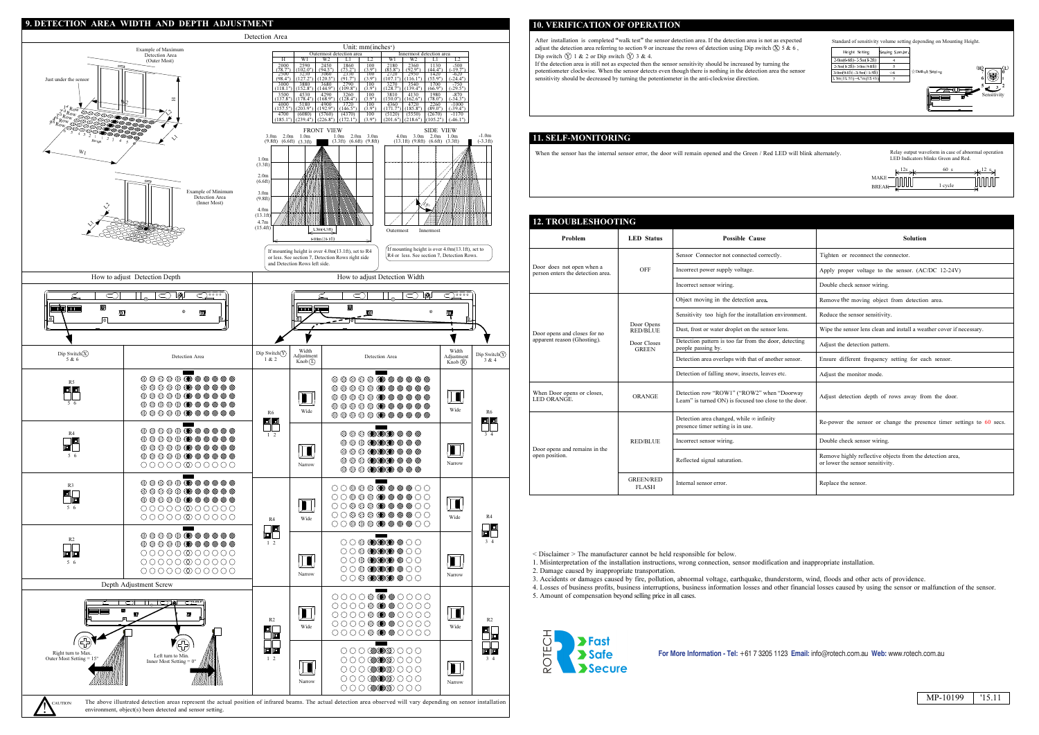## 9. DETECTION AREA WIDTH AND DEPTH ADJUSTMENT

### Detection Area

Example of Maximum Detection Area (Outer Most)

Just under the sensor

Example of Minimum Detection Area (Inner Most)

Unit: mm(inches)

| H | Outermost detection area | | | | Innermost detection area | | | |
|---|---|---|---|---|---|---|---|---|
| | W1 | W2 | L1 | L2 | W1 | W2 | L1 | L2 |
| 2000 (78.7") | 2590 (102.0") | 2450 (94.5") | 1860 (73.2") | 100 (3.9") | 2180 (85.8") | 2360 (92.9") | 1130 (44.4") | -500 (-19.7") |
| 2500 (98.4") | 3230 (127.2") | 3060 (120.5") | 2330 (91.7") | 100 (3.9") | 2720 (107.1") | 2950 (116.1") | 1420 (55.9") | -620 (-24.4") |
| 3000 (118.1") | 3880 (152.8") | 3680 (144.9") | 2790 (109.8") | 100 (3.9") | 3270 (128.7") | 3540 (139.4") | 1700 (66.9") | -750 (-29.5") |
| 3500 (137.8") | 4530 (178.4") | 4290 (168.9") | 3260 (128.4") | 100 (3.9") | 3810 (150.0") | 4130 (162.6") | 1980 (78.0") | -870 (-34.3") |
| 4000 (157.5") | 5180 (203.9") | 4900 (192.9") | 3720 (146.5") | 100 (3.9") | 4360 (171.7") | 4720 (185.8") | 2260 (89.0") | -1000 (-39.4") |
| 4700 (185.1") | (6080) (239.4") | (5760) (226.8") | (4370) (172.1") | 100 (3.9") | (5120) (201.6") | (5550) (218.6") | (2670) (105.2") | -1170 (-46.1") |

FRONT VIEW

SIDE VIEW

Outermost  Innermost

If mounting height is over 4.0m(13.1ft), set to R4 or less. See section 7, Detection Rows right side and Detection Rows left side.

If mounting height is over 4.0m(13.1ft), set to R4 or less. See section 7, Detection Rows.

### How to adjust Detection Depth

| Dip Switch(X) 5 & 6 | Detection Area |
|---|---|
| R5 | |
| R4 | |
| R3 | |
| R2 | |

### How to adjust Detection Width

| Dip Switch(Y) 1 & 2 | Width Adjustment Knob (L) | Detection Area | Width Adjustment Knob (R) | Dip Switch(Y) 3 & 4 |
|---|---|---|---|---|
| R6 | Wide | | Wide | R6 |
| | Narrow | | Narrow | |
| R4 | Wide | | Wide | R4 |
| | Narrow | | Narrow | |
| R2 | Wide | | Wide | R2 |
| | Narrow | | Narrow | |

Depth Adjustment Screw

Right turn to Max. Outer Most Setting = 15°

Left turn to Min. Inner Most Setting = 0°

CAUTION: The above illustrated detection areas represent the actual position of infrared beams. The actual detection area observed will vary depending on sensor installation environment, object(s) been detected and sensor setting.

## 10. VERIFICATION OF OPERATION

After installation is completed "walk test" the sensor detection area. If the detection area is not as expected adjust the detection area referring to section 9 or increase the rows of detection using Dip switch (X) 5 & 6 , Dip switch (Y) 1 & 2 or Dip switch (Y) 3 & 4.

If the detection area is still not as expected then the sensor sensitivity should be increased by turning the potentiometer clockwise. When the sensor detects even though there is nothing in the detection area the sensor sensitivity should be decreased by turning the potentiometer in the anti-clockwise direction.

Standard of sensitivity volume setting depending on Mounting Height.

| Height Setting | Scaling Standard |
|---|---|
| 2.0m(6.6ft) - 2.5m(8.2ft) | 4 |
| 2.5m(8.2ft) - 3.0m(9.8ft) | 5 |
| 3.0m(9.8ft) - 3.5m(11.5ft) | ☆6 |
| 3.5m(11.5ft) - 4.7m(15.4ft) | 7 |

☆Default Setting

Sensitivity

## 11. SELF-MONITORING

When the sensor has the internal sensor error, the door will remain opened and the Green / Red LED will blink alternately.

Relay output waveform in case of abnormal operation
LED Indicators blinks Green and Red.

MAKE
BREAK
12s
60 s
12 s
1 cycle

## 12. TROUBLESHOOTING

| Problem | LED Status | Possible Cause | Solution |
|---|---|---|---|
| Door does not open when a person enters the detection area. | OFF | Sensor Connector not connected correctly. | Tighten or reconnect the connector. |
| | | Incorrect power supply voltage. | Apply proper voltage to the sensor. (AC/DC 12-24V) |
| | | Incorrect sensor wiring. | Double check sensor wiring. |
| Door opens and closes for no apparent reason (Ghosting). | Door Opens RED/BLUE<br>Door Closes GREEN | Object moving in the detection area. | Remove the moving object from detection area. |
| | | Sensitivity too high for the installation environment. | Reduce the sensor sensitivity. |
| | | Dust, frost or water droplet on the sensor lens. | Wipe the sensor lens clean and install a weather cover if necessary. |
| | | Detection pattern is too far from the door, detecting people passing by. | Adjust the detection pattern. |
| | | Detection area overlaps with that of another sensor. | Ensure different frequency setting for each sensor. |
| | | Detection of falling snow, insects, leaves etc. | Adjust the monitor mode. |
| When Door opens or closes, LED ORANGE. | ORANGE | Detection row "ROW1" ("ROW2" when "Doorway Learn" is turned ON) is focused too close to the door. | Adjust detection depth of rows away from the door. |
| Door opens and remains in the open position. | RED/BLUE | Detection area changed, while ∞ infinity presence timer setting is in use. | Re-power the sensor or change the presence timer settings to 60 secs. |
| | | Incorrect sensor wiring. | Double check sensor wiring. |
| | | Reflected signal saturation. | Remove highly reflective objects from the detection area, or lower the sensor sensitivity. |
| | GREEN/RED FLASH | Internal sensor error. | Replace the sensor. |

< Disclaimer > The manufacturer cannot be held responsible for below.

1. Misinterpretation of the installation instructions, wrong connection, sensor modification and inappropriate installation.
2. Damage caused by inappropriate transportation.
3. Accidents or damages caused by fire, pollution, abnormal voltage, earthquake, thunderstorm, wind, floods and other acts of providence.
4. Losses of business profits, business interruptions, business information losses and other financial losses caused by using the sensor or malfunction of the sensor.
5. Amount of compensation beyond selling price in all cases.

ROTECH Fast Safe Secure

**For More Information - Tel:** +61 7 3205 1123 **Email:** info@rotech.com.au **Web:** www.rotech.com.au

MP-10199 '15.11